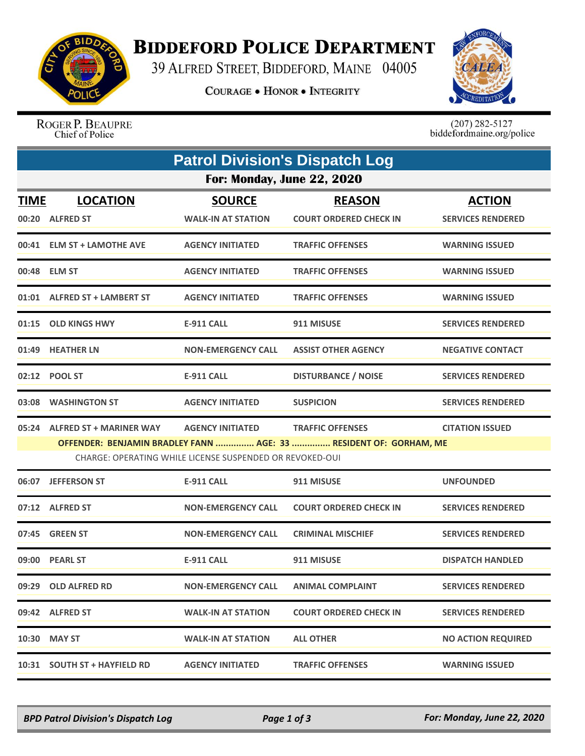# Biddeford Police Department

39 Alfred Street, Biddeford, Maine 04005

**Courage • Honor • Integrity**

Roger P. Beaupre
Chief of Police

(207) 282-5127
biddefordmaine.org/police

## Patrol Division's Dispatch Log

### For: Monday, June 22, 2020

| TIME | LOCATION | SOURCE | REASON | ACTION |
|---|---|---|---|---|
| 00:20 | ALFRED ST | WALK-IN AT STATION | COURT ORDERED CHECK IN | SERVICES RENDERED |
| 00:41 | ELM ST + LAMOTHE AVE | AGENCY INITIATED | TRAFFIC OFFENSES | WARNING ISSUED |
| 00:48 | ELM ST | AGENCY INITIATED | TRAFFIC OFFENSES | WARNING ISSUED |
| 01:01 | ALFRED ST + LAMBERT ST | AGENCY INITIATED | TRAFFIC OFFENSES | WARNING ISSUED |
| 01:15 | OLD KINGS HWY | E-911 CALL | 911 MISUSE | SERVICES RENDERED |
| 01:49 | HEATHER LN | NON-EMERGENCY CALL | ASSIST OTHER AGENCY | NEGATIVE CONTACT |
| 02:12 | POOL ST | E-911 CALL | DISTURBANCE / NOISE | SERVICES RENDERED |
| 03:08 | WASHINGTON ST | AGENCY INITIATED | SUSPICION | SERVICES RENDERED |
| 05:24 | ALFRED ST + MARINER WAY | AGENCY INITIATED | TRAFFIC OFFENSES | CITATION ISSUED |
| | OFFENDER: BENJAMIN BRADLEY FANN ............... AGE: 33 ............... RESIDENT OF: GORHAM, ME | | | |
| | CHARGE: OPERATING WHILE LICENSE SUSPENDED OR REVOKED-OUI | | | |
| 06:07 | JEFFERSON ST | E-911 CALL | 911 MISUSE | UNFOUNDED |
| 07:12 | ALFRED ST | NON-EMERGENCY CALL | COURT ORDERED CHECK IN | SERVICES RENDERED |
| 07:45 | GREEN ST | NON-EMERGENCY CALL | CRIMINAL MISCHIEF | SERVICES RENDERED |
| 09:00 | PEARL ST | E-911 CALL | 911 MISUSE | DISPATCH HANDLED |
| 09:29 | OLD ALFRED RD | NON-EMERGENCY CALL | ANIMAL COMPLAINT | SERVICES RENDERED |
| 09:42 | ALFRED ST | WALK-IN AT STATION | COURT ORDERED CHECK IN | SERVICES RENDERED |
| 10:30 | MAY ST | WALK-IN AT STATION | ALL OTHER | NO ACTION REQUIRED |
| 10:31 | SOUTH ST + HAYFIELD RD | AGENCY INITIATED | TRAFFIC OFFENSES | WARNING ISSUED |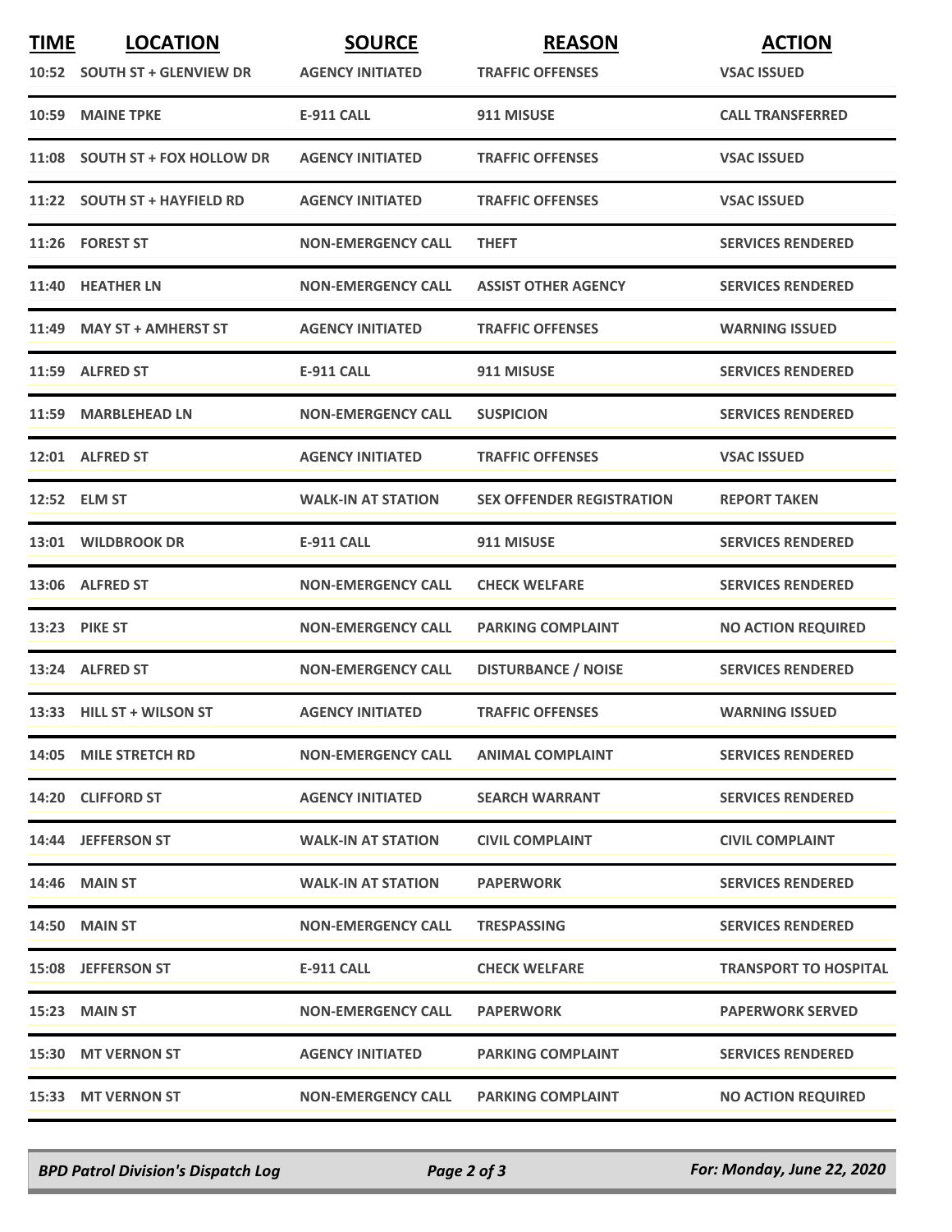| TIME | LOCATION | SOURCE | REASON | ACTION |
|---|---|---|---|---|
| 10:52 | SOUTH ST + GLENVIEW DR | AGENCY INITIATED | TRAFFIC OFFENSES | VSAC ISSUED |
| 10:59 | MAINE TPKE | E-911 CALL | 911 MISUSE | CALL TRANSFERRED |
| 11:08 | SOUTH ST + FOX HOLLOW DR | AGENCY INITIATED | TRAFFIC OFFENSES | VSAC ISSUED |
| 11:22 | SOUTH ST + HAYFIELD RD | AGENCY INITIATED | TRAFFIC OFFENSES | VSAC ISSUED |
| 11:26 | FOREST ST | NON-EMERGENCY CALL | THEFT | SERVICES RENDERED |
| 11:40 | HEATHER LN | NON-EMERGENCY CALL | ASSIST OTHER AGENCY | SERVICES RENDERED |
| 11:49 | MAY ST + AMHERST ST | AGENCY INITIATED | TRAFFIC OFFENSES | WARNING ISSUED |
| 11:59 | ALFRED ST | E-911 CALL | 911 MISUSE | SERVICES RENDERED |
| 11:59 | MARBLEHEAD LN | NON-EMERGENCY CALL | SUSPICION | SERVICES RENDERED |
| 12:01 | ALFRED ST | AGENCY INITIATED | TRAFFIC OFFENSES | VSAC ISSUED |
| 12:52 | ELM ST | WALK-IN AT STATION | SEX OFFENDER REGISTRATION | REPORT TAKEN |
| 13:01 | WILDBROOK DR | E-911 CALL | 911 MISUSE | SERVICES RENDERED |
| 13:06 | ALFRED ST | NON-EMERGENCY CALL | CHECK WELFARE | SERVICES RENDERED |
| 13:23 | PIKE ST | NON-EMERGENCY CALL | PARKING COMPLAINT | NO ACTION REQUIRED |
| 13:24 | ALFRED ST | NON-EMERGENCY CALL | DISTURBANCE / NOISE | SERVICES RENDERED |
| 13:33 | HILL ST + WILSON ST | AGENCY INITIATED | TRAFFIC OFFENSES | WARNING ISSUED |
| 14:05 | MILE STRETCH RD | NON-EMERGENCY CALL | ANIMAL COMPLAINT | SERVICES RENDERED |
| 14:20 | CLIFFORD ST | AGENCY INITIATED | SEARCH WARRANT | SERVICES RENDERED |
| 14:44 | JEFFERSON ST | WALK-IN AT STATION | CIVIL COMPLAINT | CIVIL COMPLAINT |
| 14:46 | MAIN ST | WALK-IN AT STATION | PAPERWORK | SERVICES RENDERED |
| 14:50 | MAIN ST | NON-EMERGENCY CALL | TRESPASSING | SERVICES RENDERED |
| 15:08 | JEFFERSON ST | E-911 CALL | CHECK WELFARE | TRANSPORT TO HOSPITAL |
| 15:23 | MAIN ST | NON-EMERGENCY CALL | PAPERWORK | PAPERWORK SERVED |
| 15:30 | MT VERNON ST | AGENCY INITIATED | PARKING COMPLAINT | SERVICES RENDERED |
| 15:33 | MT VERNON ST | NON-EMERGENCY CALL | PARKING COMPLAINT | NO ACTION REQUIRED |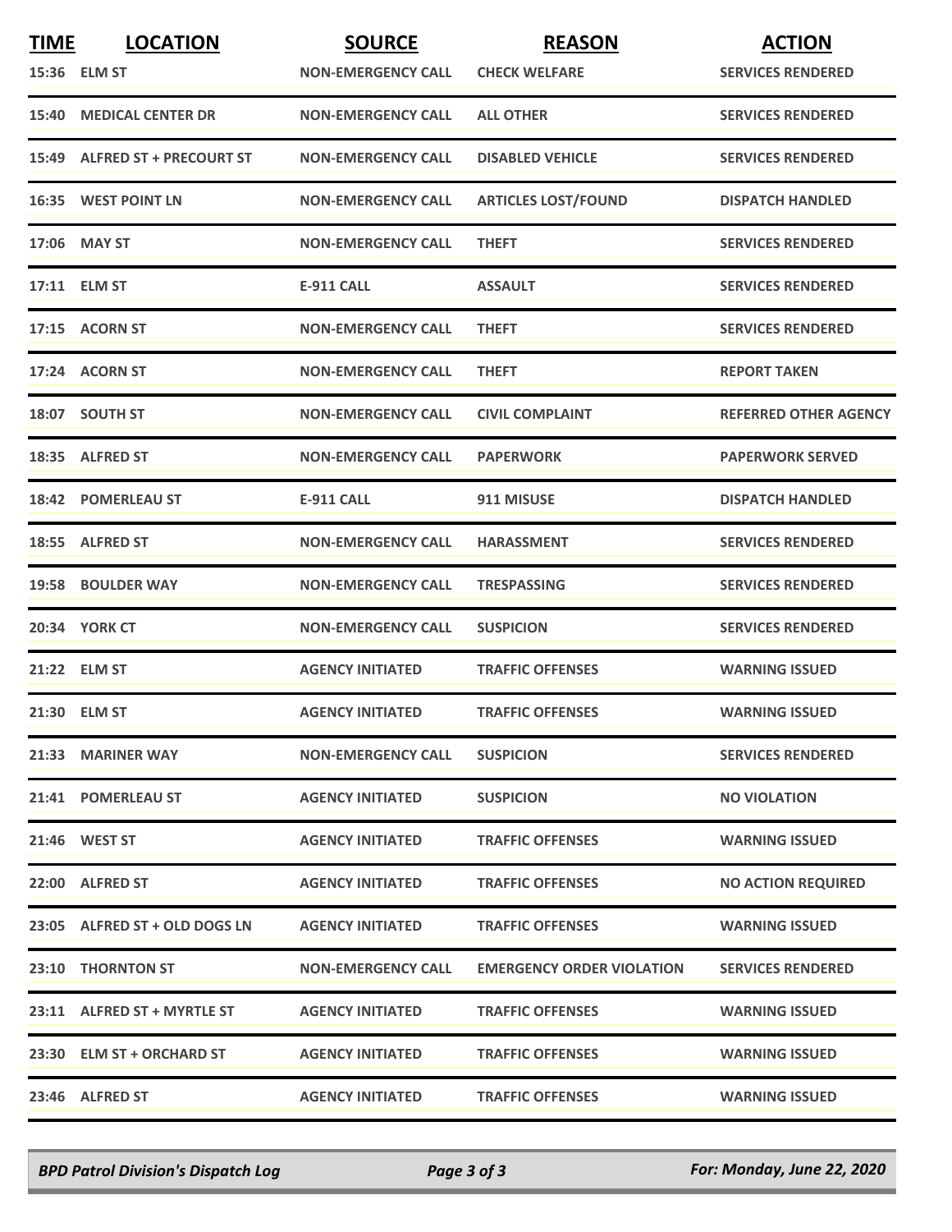| TIME | LOCATION | SOURCE | REASON | ACTION |
|---|---|---|---|---|
| 15:36 | ELM ST | NON-EMERGENCY CALL | CHECK WELFARE | SERVICES RENDERED |
| 15:40 | MEDICAL CENTER DR | NON-EMERGENCY CALL | ALL OTHER | SERVICES RENDERED |
| 15:49 | ALFRED ST + PRECOURT ST | NON-EMERGENCY CALL | DISABLED VEHICLE | SERVICES RENDERED |
| 16:35 | WEST POINT LN | NON-EMERGENCY CALL | ARTICLES LOST/FOUND | DISPATCH HANDLED |
| 17:06 | MAY ST | NON-EMERGENCY CALL | THEFT | SERVICES RENDERED |
| 17:11 | ELM ST | E-911 CALL | ASSAULT | SERVICES RENDERED |
| 17:15 | ACORN ST | NON-EMERGENCY CALL | THEFT | SERVICES RENDERED |
| 17:24 | ACORN ST | NON-EMERGENCY CALL | THEFT | REPORT TAKEN |
| 18:07 | SOUTH ST | NON-EMERGENCY CALL | CIVIL COMPLAINT | REFERRED OTHER AGENCY |
| 18:35 | ALFRED ST | NON-EMERGENCY CALL | PAPERWORK | PAPERWORK SERVED |
| 18:42 | POMERLEAU ST | E-911 CALL | 911 MISUSE | DISPATCH HANDLED |
| 18:55 | ALFRED ST | NON-EMERGENCY CALL | HARASSMENT | SERVICES RENDERED |
| 19:58 | BOULDER WAY | NON-EMERGENCY CALL | TRESPASSING | SERVICES RENDERED |
| 20:34 | YORK CT | NON-EMERGENCY CALL | SUSPICION | SERVICES RENDERED |
| 21:22 | ELM ST | AGENCY INITIATED | TRAFFIC OFFENSES | WARNING ISSUED |
| 21:30 | ELM ST | AGENCY INITIATED | TRAFFIC OFFENSES | WARNING ISSUED |
| 21:33 | MARINER WAY | NON-EMERGENCY CALL | SUSPICION | SERVICES RENDERED |
| 21:41 | POMERLEAU ST | AGENCY INITIATED | SUSPICION | NO VIOLATION |
| 21:46 | WEST ST | AGENCY INITIATED | TRAFFIC OFFENSES | WARNING ISSUED |
| 22:00 | ALFRED ST | AGENCY INITIATED | TRAFFIC OFFENSES | NO ACTION REQUIRED |
| 23:05 | ALFRED ST + OLD DOGS LN | AGENCY INITIATED | TRAFFIC OFFENSES | WARNING ISSUED |
| 23:10 | THORNTON ST | NON-EMERGENCY CALL | EMERGENCY ORDER VIOLATION | SERVICES RENDERED |
| 23:11 | ALFRED ST + MYRTLE ST | AGENCY INITIATED | TRAFFIC OFFENSES | WARNING ISSUED |
| 23:30 | ELM ST + ORCHARD ST | AGENCY INITIATED | TRAFFIC OFFENSES | WARNING ISSUED |
| 23:46 | ALFRED ST | AGENCY INITIATED | TRAFFIC OFFENSES | WARNING ISSUED |

*BPD Patrol Division's Dispatch Log* *For: Monday, June 22, 2020*